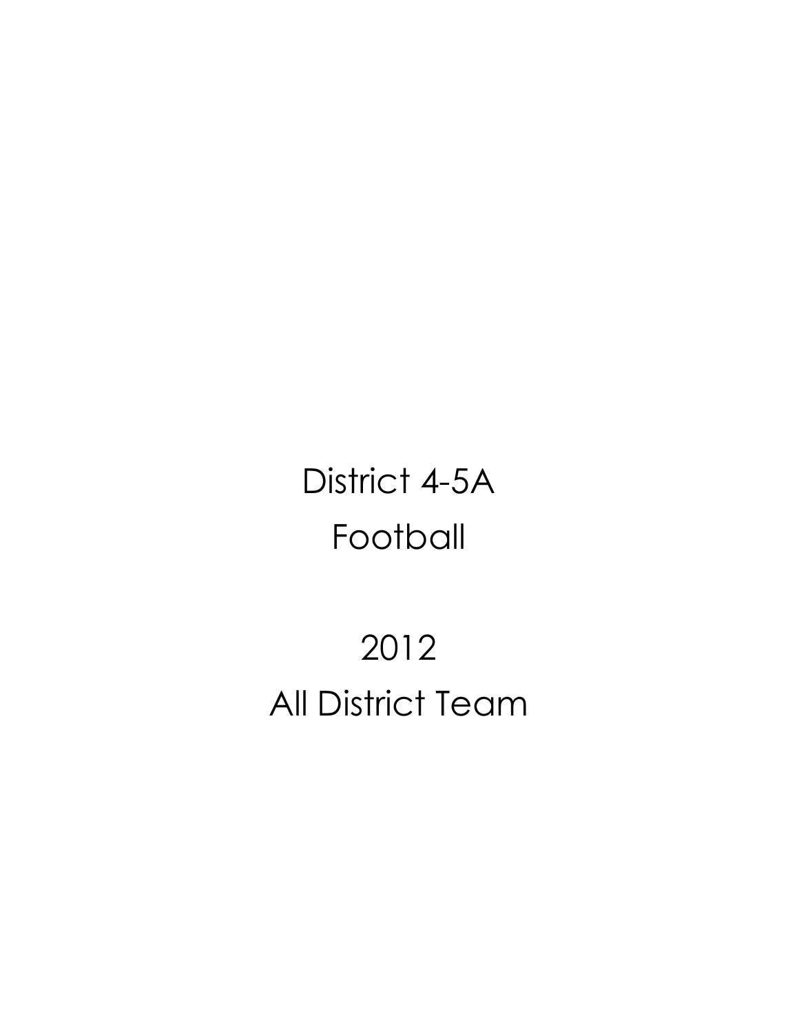# District 4-5A
# Football

# 2012
# All District Team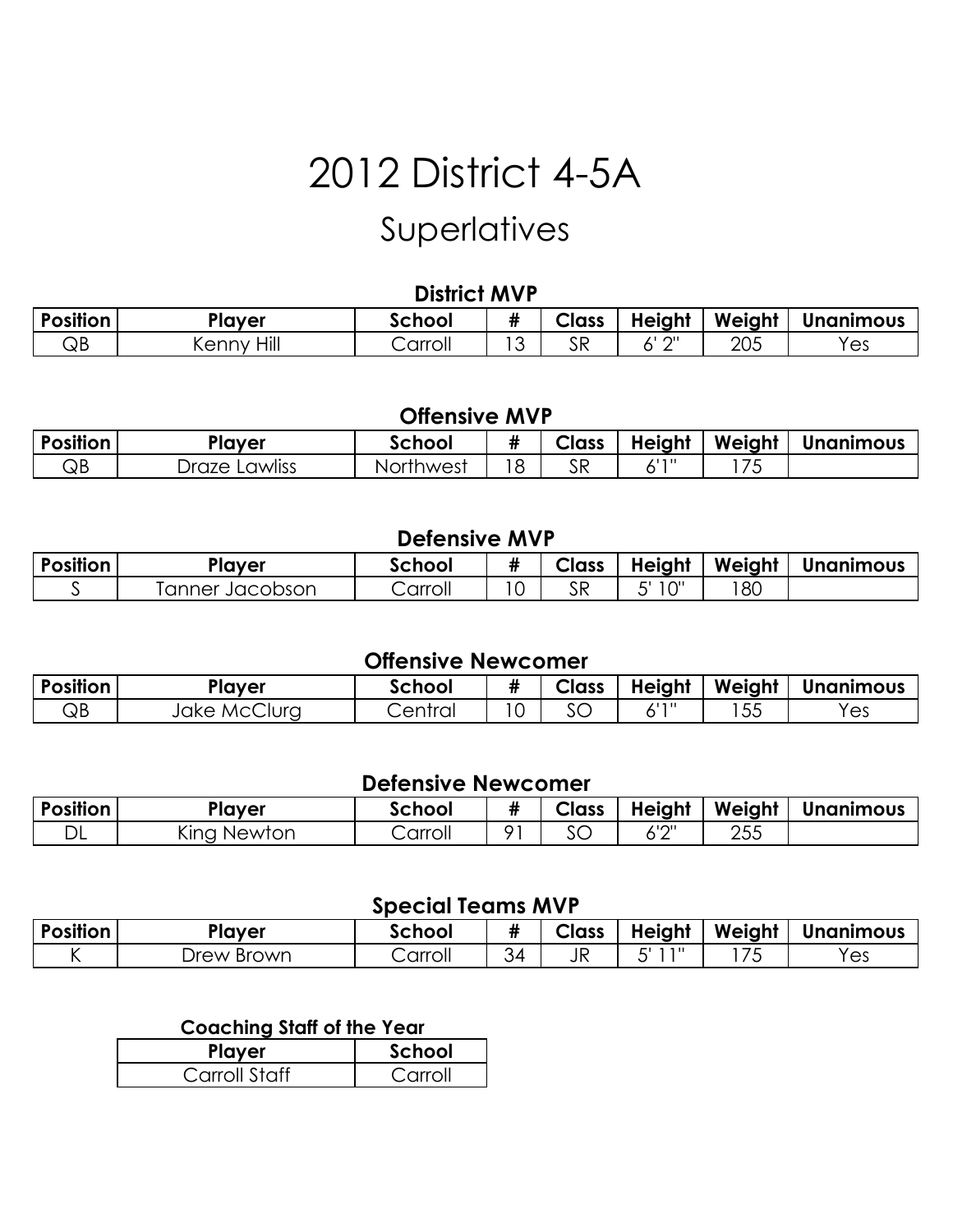# 2012 District 4-5A

## Superlatives

### District MVP

| Position | Player | School | # | Class | Height | Weight | Unanimous |
|---|---|---|---|---|---|---|---|
| QB | Kenny Hill | Carroll | 13 | SR | 6' 2" | 205 | Yes |

### Offensive MVP

| Position | Player | School | # | Class | Height | Weight | Unanimous |
|---|---|---|---|---|---|---|---|
| QB | Draze Lawliss | Northwest | 18 | SR | 6'1" | 175 | |

### Defensive MVP

| Position | Player | School | # | Class | Height | Weight | Unanimous |
|---|---|---|---|---|---|---|---|
| S | Tanner Jacobson | Carroll | 10 | SR | 5' 10" | 180 | |

### Offensive Newcomer

| Position | Player | School | # | Class | Height | Weight | Unanimous |
|---|---|---|---|---|---|---|---|
| QB | Jake McClurg | Central | 10 | SO | 6'1" | 155 | Yes |

### Defensive Newcomer

| Position | Player | School | # | Class | Height | Weight | Unanimous |
|---|---|---|---|---|---|---|---|
| DL | King Newton | Carroll | 91 | SO | 6'2" | 255 | |

### Special Teams MVP

| Position | Player | School | # | Class | Height | Weight | Unanimous |
|---|---|---|---|---|---|---|---|
| K | Drew Brown | Carroll | 34 | JR | 5' 11" | 175 | Yes |

### Coaching Staff of the Year

| Player | School |
|---|---|
| Carroll Staff | Carroll |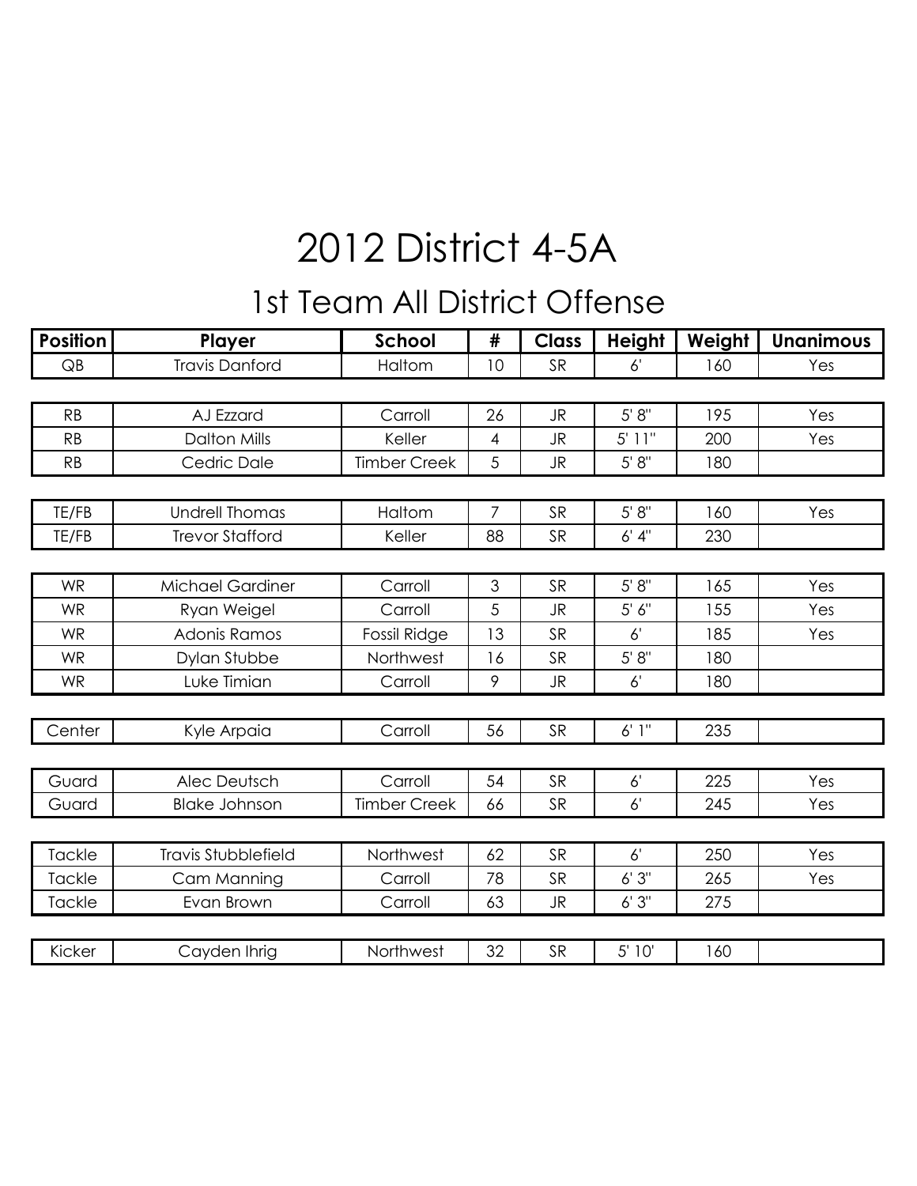# 2012 District 4-5A

## 1st Team All District Offense

| Position | Player | School | # | Class | Height | Weight | Unanimous |
|---|---|---|---|---|---|---|---|
| QB | Travis Danford | Haltom | 10 | SR | 6' | 160 | Yes |
| RB | AJ Ezzard | Carroll | 26 | JR | 5' 8" | 195 | Yes |
| RB | Dalton Mills | Keller | 4 | JR | 5' 11" | 200 | Yes |
| RB | Cedric Dale | Timber Creek | 5 | JR | 5' 8" | 180 | |
| TE/FB | Undrell Thomas | Haltom | 7 | SR | 5' 8" | 160 | Yes |
| TE/FB | Trevor Stafford | Keller | 88 | SR | 6' 4" | 230 | |
| WR | Michael Gardiner | Carroll | 3 | SR | 5' 8" | 165 | Yes |
| WR | Ryan Weigel | Carroll | 5 | JR | 5' 6" | 155 | Yes |
| WR | Adonis Ramos | Fossil Ridge | 13 | SR | 6' | 185 | Yes |
| WR | Dylan Stubbe | Northwest | 16 | SR | 5' 8" | 180 | |
| WR | Luke Timian | Carroll | 9 | JR | 6' | 180 | |
| Center | Kyle Arpaia | Carroll | 56 | SR | 6' 1" | 235 | |
| Guard | Alec Deutsch | Carroll | 54 | SR | 6' | 225 | Yes |
| Guard | Blake Johnson | Timber Creek | 66 | SR | 6' | 245 | Yes |
| Tackle | Travis Stubblefield | Northwest | 62 | SR | 6' | 250 | Yes |
| Tackle | Cam Manning | Carroll | 78 | SR | 6' 3" | 265 | Yes |
| Tackle | Evan Brown | Carroll | 63 | JR | 6' 3" | 275 | |
| Kicker | Cayden Ihrig | Northwest | 32 | SR | 5' 10' | 160 | |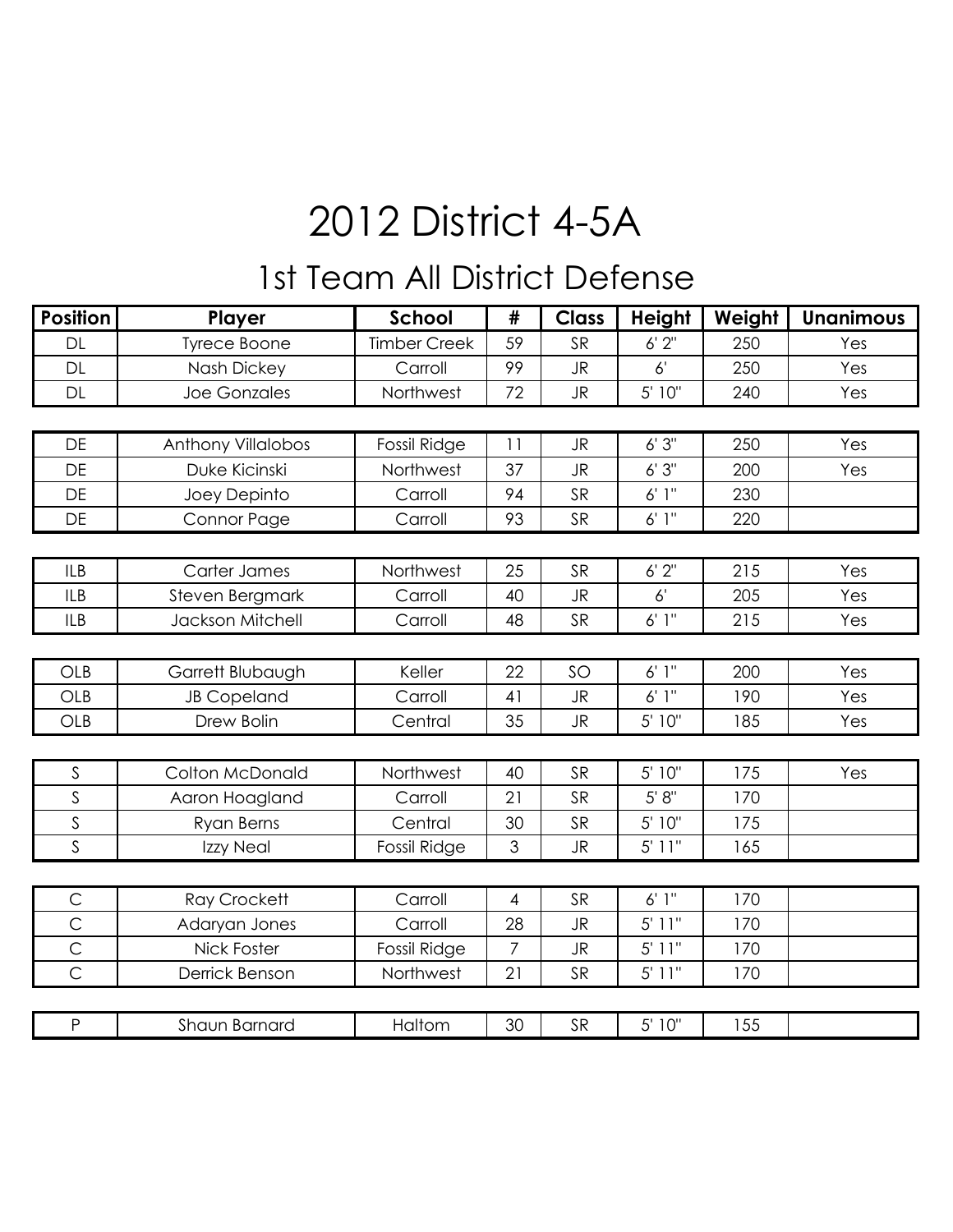# 2012 District 4-5A

## 1st Team All District Defense

| Position | Player | School | # | Class | Height | Weight | Unanimous |
|---|---|---|---|---|---|---|---|
| DL | Tyrece Boone | Timber Creek | 59 | SR | 6' 2" | 250 | Yes |
| DL | Nash Dickey | Carroll | 99 | JR | 6' | 250 | Yes |
| DL | Joe Gonzales | Northwest | 72 | JR | 5' 10" | 240 | Yes |
| DE | Anthony Villalobos | Fossil Ridge | 11 | JR | 6' 3" | 250 | Yes |
| DE | Duke Kicinski | Northwest | 37 | JR | 6' 3" | 200 | Yes |
| DE | Joey Depinto | Carroll | 94 | SR | 6' 1" | 230 | |
| DE | Connor Page | Carroll | 93 | SR | 6' 1" | 220 | |
| ILB | Carter James | Northwest | 25 | SR | 6' 2" | 215 | Yes |
| ILB | Steven Bergmark | Carroll | 40 | JR | 6' | 205 | Yes |
| ILB | Jackson Mitchell | Carroll | 48 | SR | 6' 1" | 215 | Yes |
| OLB | Garrett Blubaugh | Keller | 22 | SO | 6' 1" | 200 | Yes |
| OLB | JB Copeland | Carroll | 41 | JR | 6' 1" | 190 | Yes |
| OLB | Drew Bolin | Central | 35 | JR | 5' 10" | 185 | Yes |
| S | Colton McDonald | Northwest | 40 | SR | 5' 10" | 175 | Yes |
| S | Aaron Hoagland | Carroll | 21 | SR | 5' 8" | 170 | |
| S | Ryan Berns | Central | 30 | SR | 5' 10" | 175 | |
| S | Izzy Neal | Fossil Ridge | 3 | JR | 5' 11" | 165 | |
| C | Ray Crockett | Carroll | 4 | SR | 6' 1" | 170 | |
| C | Adaryan Jones | Carroll | 28 | JR | 5' 11" | 170 | |
| C | Nick Foster | Fossil Ridge | 7 | JR | 5' 11" | 170 | |
| C | Derrick Benson | Northwest | 21 | SR | 5' 11" | 170 | |
| P | Shaun Barnard | Haltom | 30 | SR | 5' 10" | 155 | |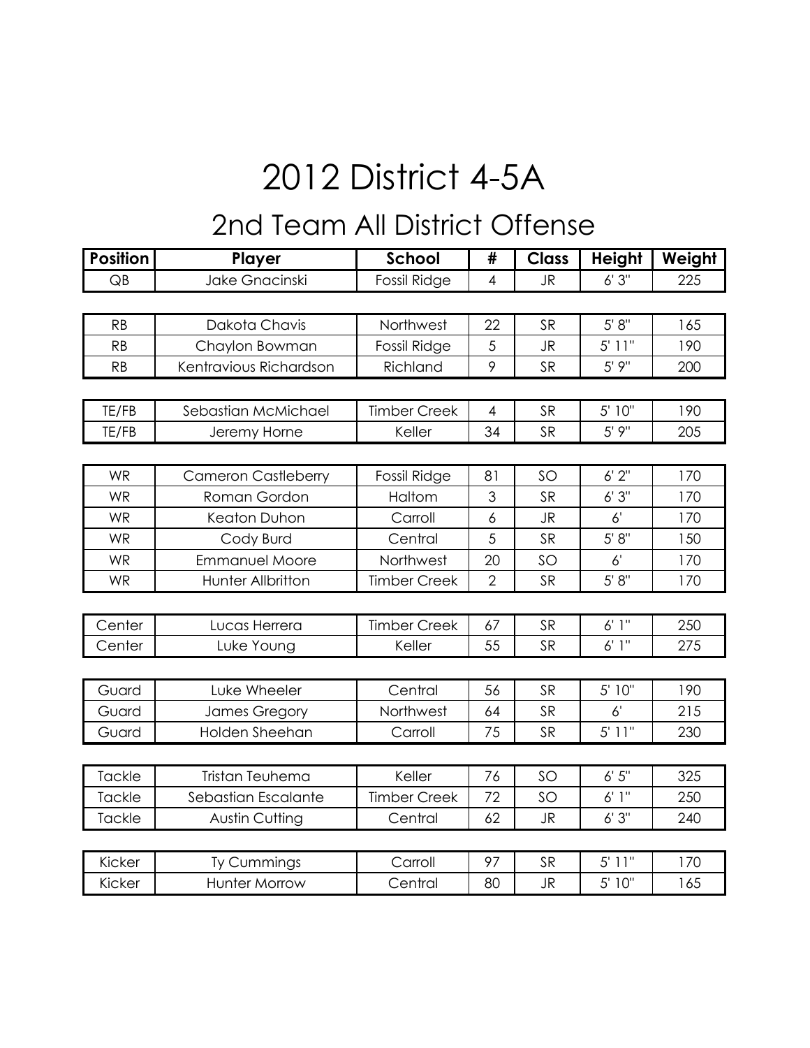# 2012 District 4-5A

## 2nd Team All District Offense

| Position | Player | School | # | Class | Height | Weight |
|---|---|---|---|---|---|---|
| QB | Jake Gnacinski | Fossil Ridge | 4 | JR | 6' 3" | 225 |
| RB | Dakota Chavis | Northwest | 22 | SR | 5' 8" | 165 |
| RB | Chaylon Bowman | Fossil Ridge | 5 | JR | 5' 11" | 190 |
| RB | Kentravious Richardson | Richland | 9 | SR | 5' 9" | 200 |
| TE/FB | Sebastian McMichael | Timber Creek | 4 | SR | 5' 10" | 190 |
| TE/FB | Jeremy Horne | Keller | 34 | SR | 5' 9" | 205 |
| WR | Cameron Castleberry | Fossil Ridge | 81 | SO | 6' 2" | 170 |
| WR | Roman Gordon | Haltom | 3 | SR | 6' 3" | 170 |
| WR | Keaton Duhon | Carroll | 6 | JR | 6' | 170 |
| WR | Cody Burd | Central | 5 | SR | 5' 8" | 150 |
| WR | Emmanuel Moore | Northwest | 20 | SO | 6' | 170 |
| WR | Hunter Allbritton | Timber Creek | 2 | SR | 5' 8" | 170 |
| Center | Lucas Herrera | Timber Creek | 67 | SR | 6' 1" | 250 |
| Center | Luke Young | Keller | 55 | SR | 6' 1" | 275 |
| Guard | Luke Wheeler | Central | 56 | SR | 5' 10" | 190 |
| Guard | James Gregory | Northwest | 64 | SR | 6' | 215 |
| Guard | Holden Sheehan | Carroll | 75 | SR | 5' 11" | 230 |
| Tackle | Tristan Teuhema | Keller | 76 | SO | 6' 5" | 325 |
| Tackle | Sebastian Escalante | Timber Creek | 72 | SO | 6' 1" | 250 |
| Tackle | Austin Cutting | Central | 62 | JR | 6' 3" | 240 |
| Kicker | Ty Cummings | Carroll | 97 | SR | 5' 11" | 170 |
| Kicker | Hunter Morrow | Central | 80 | JR | 5' 10" | 165 |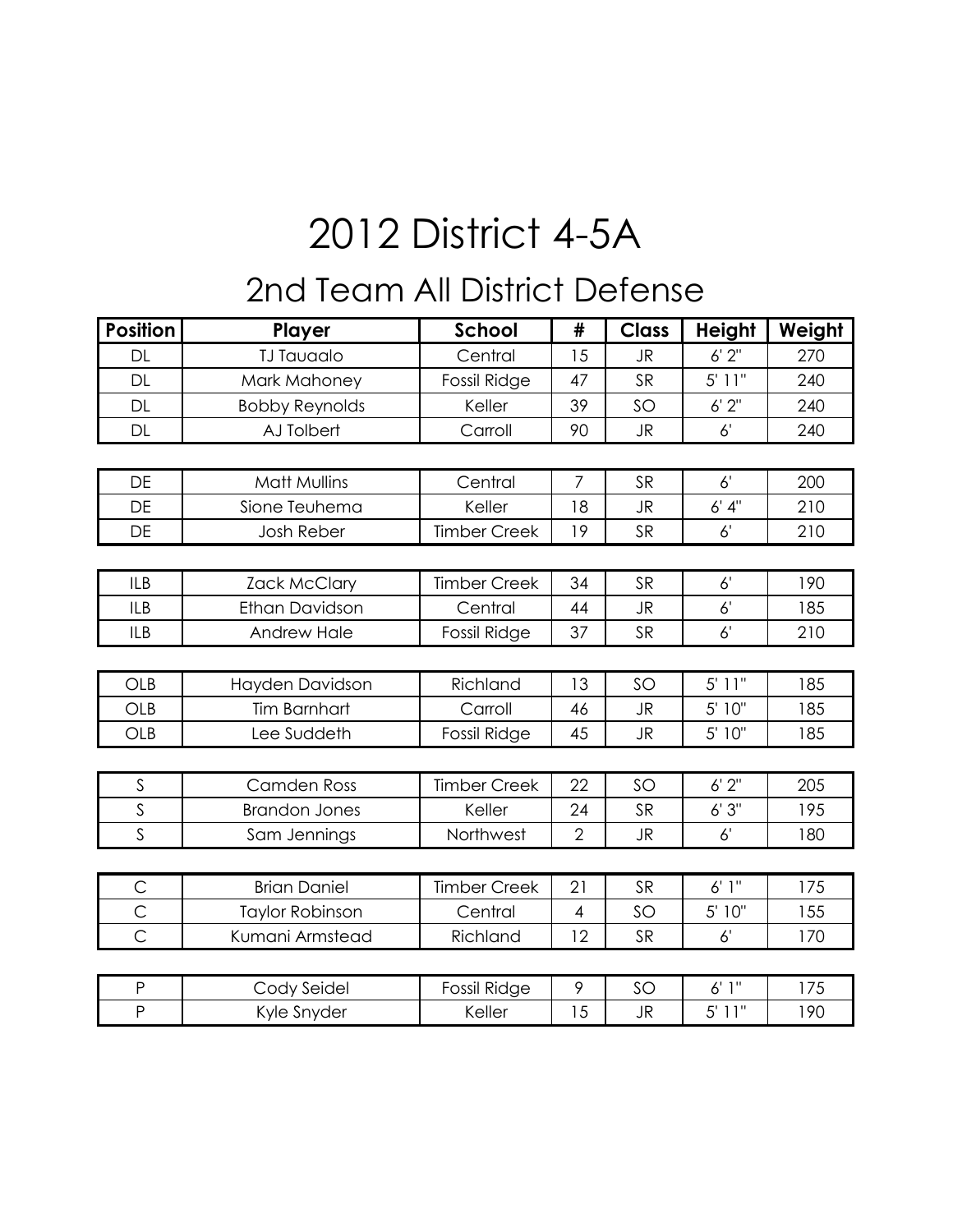# 2012 District 4-5A

## 2nd Team All District Defense

| Position | Player | School | # | Class | Height | Weight |
|---|---|---|---|---|---|---|
| DL | TJ Tauaalo | Central | 15 | JR | 6' 2" | 270 |
| DL | Mark Mahoney | Fossil Ridge | 47 | SR | 5' 11" | 240 |
| DL | Bobby Reynolds | Keller | 39 | SO | 6' 2" | 240 |
| DL | AJ Tolbert | Carroll | 90 | JR | 6' | 240 |
| DE | Matt Mullins | Central | 7 | SR | 6' | 200 |
| DE | Sione Teuhema | Keller | 18 | JR | 6' 4" | 210 |
| DE | Josh Reber | Timber Creek | 19 | SR | 6' | 210 |
| ILB | Zack McClary | Timber Creek | 34 | SR | 6' | 190 |
| ILB | Ethan Davidson | Central | 44 | JR | 6' | 185 |
| ILB | Andrew Hale | Fossil Ridge | 37 | SR | 6' | 210 |
| OLB | Hayden Davidson | Richland | 13 | SO | 5' 11" | 185 |
| OLB | Tim Barnhart | Carroll | 46 | JR | 5' 10" | 185 |
| OLB | Lee Suddeth | Fossil Ridge | 45 | JR | 5' 10" | 185 |
| S | Camden Ross | Timber Creek | 22 | SO | 6' 2" | 205 |
| S | Brandon Jones | Keller | 24 | SR | 6' 3" | 195 |
| S | Sam Jennings | Northwest | 2 | JR | 6' | 180 |
| C | Brian Daniel | Timber Creek | 21 | SR | 6' 1" | 175 |
| C | Taylor Robinson | Central | 4 | SO | 5' 10" | 155 |
| C | Kumani Armstead | Richland | 12 | SR | 6' | 170 |
| P | Cody Seidel | Fossil Ridge | 9 | SO | 6' 1" | 175 |
| P | Kyle Snyder | Keller | 15 | JR | 5' 11" | 190 |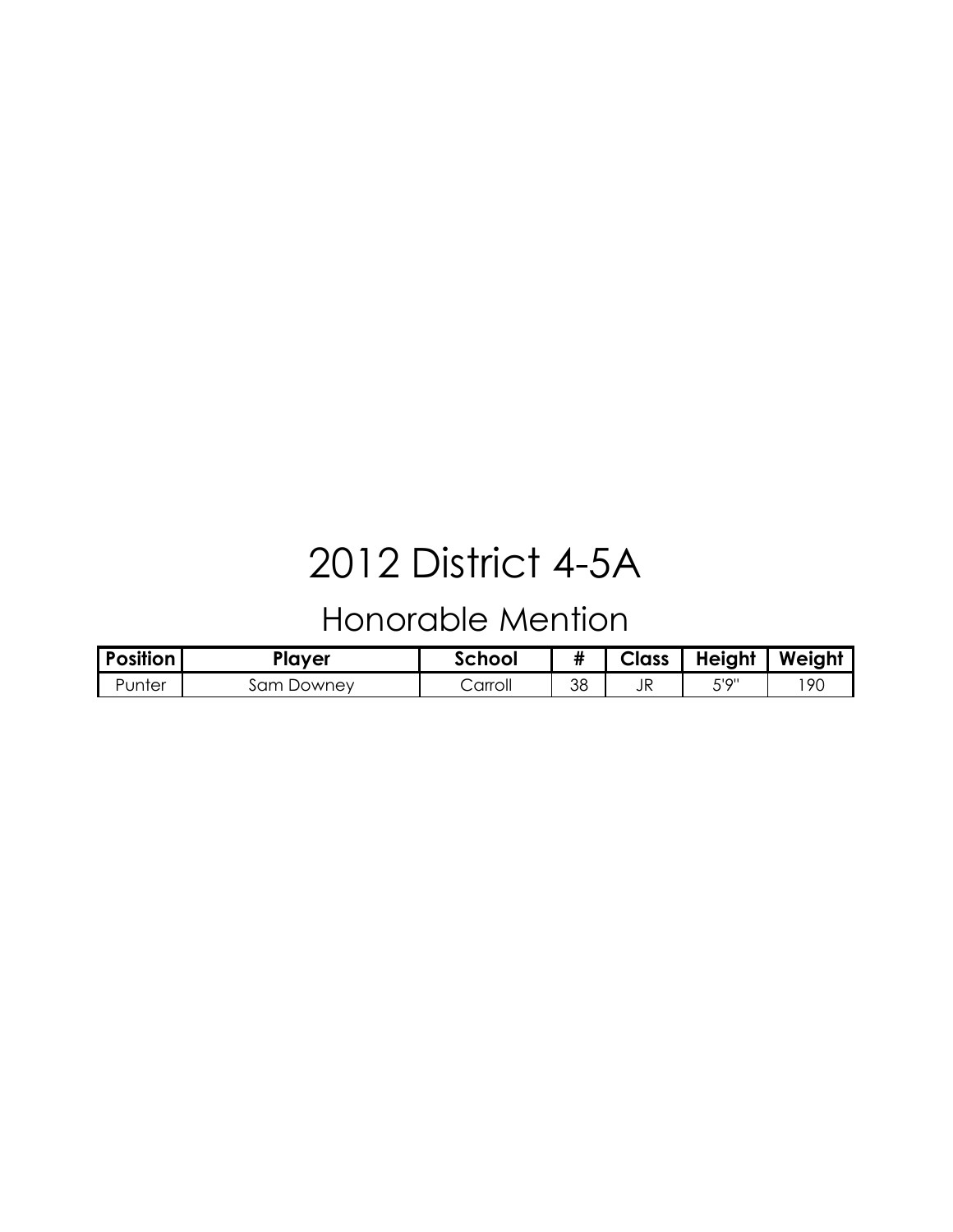# 2012 District 4-5A

## Honorable Mention

| Position | Player | School | # | Class | Height | Weight |
| --- | --- | --- | --- | --- | --- | --- |
| Punter | Sam Downey | Carroll | 38 | JR | 5'9" | 190 |